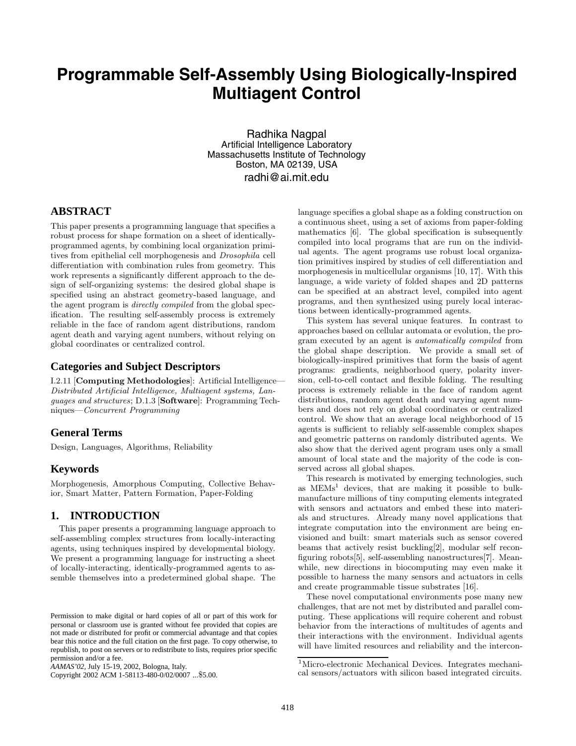# Programmable Self-Assembly Using Biologically-Inspired Multiagent Control

Radhika Nagpal
Artificial Intelligence Laboratory
Massachusetts Institute of Technology
Boston, MA 02139, USA
radhi@ai.mit.edu

## ABSTRACT

This paper presents a programming language that specifies a robust process for shape formation on a sheet of identically-programmed agents, by combining local organization primitives from epithelial cell morphogenesis and *Drosophila* cell differentiation with combination rules from geometry. This work represents a significantly different approach to the design of self-organizing systems: the desired global shape is specified using an abstract geometry-based language, and the agent program is *directly compiled* from the global specification. The resulting self-assembly process is extremely reliable in the face of random agent distributions, random agent death and varying agent numbers, without relying on global coordinates or centralized control.

## Categories and Subject Descriptors

I.2.11 [**Computing Methodologies**]: Artificial Intelligence—*Distributed Artificial Intelligence, Multiagent systems, Languages and structures*; D.1.3 [**Software**]: Programming Techniques—*Concurrent Programming*

## General Terms

Design, Languages, Algorithms, Reliability

## Keywords

Morphogenesis, Amorphous Computing, Collective Behavior, Smart Matter, Pattern Formation, Paper-Folding

## 1. INTRODUCTION

This paper presents a programming language approach to self-assembling complex structures from locally-interacting agents, using techniques inspired by developmental biology. We present a programming language for instructing a sheet of locally-interacting, identically-programmed agents to assemble themselves into a predetermined global shape. The language specifies a global shape as a folding construction on a continuous sheet, using a set of axioms from paper-folding mathematics [6]. The global specification is subsequently compiled into local programs that are run on the individual agents. The agent programs use robust local organization primitives inspired by studies of cell differentiation and morphogenesis in multicellular organisms [10, 17]. With this language, a wide variety of folded shapes and 2D patterns can be specified at an abstract level, compiled into agent programs, and then synthesized using purely local interactions between identically-programmed agents.

This system has several unique features. In contrast to approaches based on cellular automata or evolution, the program executed by an agent is *automatically compiled* from the global shape description. We provide a small set of biologically-inspired primitives that form the basis of agent programs: gradients, neighborhood query, polarity inversion, cell-to-cell contact and flexible folding. The resulting process is extremely reliable in the face of random agent distributions, random agent death and varying agent numbers and does not rely on global coordinates or centralized control. We show that an average local neighborhood of 15 agents is sufficient to reliably self-assemble complex shapes and geometric patterns on randomly distributed agents. We also show that the derived agent program uses only a small amount of local state and the majority of the code is conserved across all global shapes.

This research is motivated by emerging technologies, such as MEMs[1] devices, that are making it possible to bulk-manufacture millions of tiny computing elements integrated with sensors and actuators and embed these into materials and structures. Already many novel applications that integrate computation into the environment are being envisioned and built: smart materials such as sensor covered beams that actively resist buckling[2], modular self reconfiguring robots[5], self-assembling nanostructures[7]. Meanwhile, new directions in biocomputing may even make it possible to harness the many sensors and actuators in cells and create programmable tissue substrates [16].

These novel computational environments pose many new challenges, that are not met by distributed and parallel computing. These applications will require coherent and robust behavior from the interactions of multitudes of agents and their interactions with the environment. Individual agents will have limited resources and reliability and the intercon-

[1]Micro-electronic Mechanical Devices. Integrates mechanical sensors/actuators with silicon based integrated circuits.

Permission to make digital or hard copies of all or part of this work for personal or classroom use is granted without fee provided that copies are not made or distributed for profit or commercial advantage and that copies bear this notice and the full citation on the first page. To copy otherwise, to republish, to post on servers or to redistribute to lists, requires prior specific permission and/or a fee.
*AAMAS'02*, July 15-19, 2002, Bologna, Italy.
Copyright 2002 ACM 1-58113-480-0/02/0007 ...$5.00.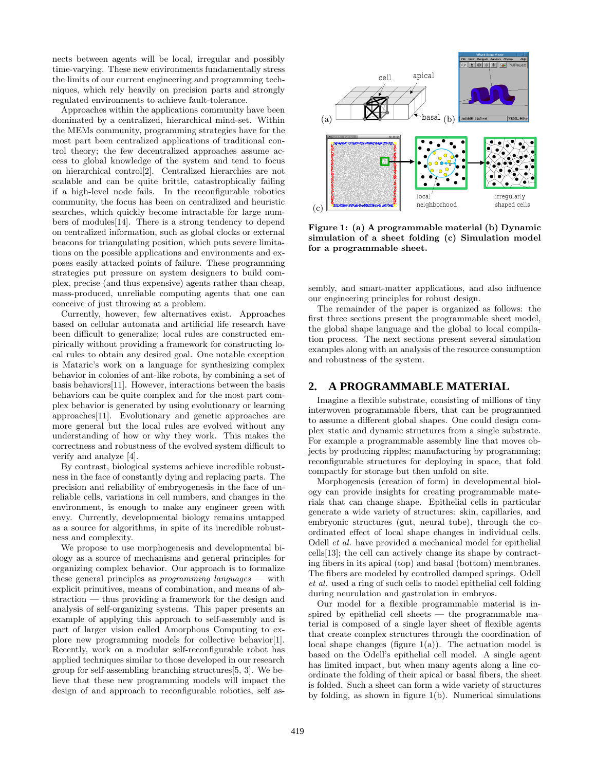nects between agents will be local, irregular and possibly time-varying. These new environments fundamentally stress the limits of our current engineering and programming techniques, which rely heavily on precision parts and strongly regulated environments to achieve fault-tolerance.

Approaches within the applications community have been dominated by a centralized, hierarchical mind-set. Within the MEMs community, programming strategies have for the most part been centralized applications of traditional control theory; the few decentralized approaches assume access to global knowledge of the system and tend to focus on hierarchical control[2]. Centralized hierarchies are not scalable and can be quite brittle, catastrophically failing if a high-level node fails. In the reconfigurable robotics community, the focus has been on centralized and heuristic searches, which quickly become intractable for large numbers of modules[14]. There is a strong tendency to depend on centralized information, such as global clocks or external beacons for triangulating position, which puts severe limitations on the possible applications and environments and exposes easily attacked points of failure. These programming strategies put pressure on system designers to build complex, precise (and thus expensive) agents rather than cheap, mass-produced, unreliable computing agents that one can conceive of just throwing at a problem.

Currently, however, few alternatives exist. Approaches based on cellular automata and artificial life research have been difficult to generalize; local rules are constructed empirically without providing a framework for constructing local rules to obtain any desired goal. One notable exception is Mataric's work on a language for synthesizing complex behavior in colonies of ant-like robots, by combining a set of basis behaviors[11]. However, interactions between the basis behaviors can be quite complex and for the most part complex behavior is generated by using evolutionary or learning approaches[11]. Evolutionary and genetic approaches are more general but the local rules are evolved without any understanding of how or why they work. This makes the correctness and robustness of the evolved system difficult to verify and analyze [4].

By contrast, biological systems achieve incredible robustness in the face of constantly dying and replacing parts. The precision and reliability of embryogenesis in the face of unreliable cells, variations in cell numbers, and changes in the environment, is enough to make any engineer green with envy. Currently, developmental biology remains untapped as a source for algorithms, in spite of its incredible robustness and complexity.

We propose to use morphogenesis and developmental biology as a source of mechanisms and general principles for organizing complex behavior. Our approach is to formalize these general principles as *programming languages* — with explicit primitives, means of combination, and means of abstraction — thus providing a framework for the design and analysis of self-organizing systems. This paper presents an example of applying this approach to self-assembly and is part of larger vision called Amorphous Computing to explore new programming models for collective behavior[1]. Recently, work on a modular self-reconfigurable robot has applied techniques similar to those developed in our research group for self-assembling branching structures[5, 3]. We believe that these new programming models will impact the design of and approach to reconfigurable robotics, self assembly, and smart-matter applications, and also influence our engineering principles for robust design.

**Figure 1: (a) A programmable material (b) Dynamic simulation of a sheet folding (c) Simulation model for a programmable sheet.**

The remainder of the paper is organized as follows: the first three sections present the programmable sheet model, the global shape language and the global to local compilation process. The next sections present several simulation examples along with an analysis of the resource consumption and robustness of the system.

## 2. A PROGRAMMABLE MATERIAL

Imagine a flexible substrate, consisting of millions of tiny interwoven programmable fibers, that can be programmed to assume a different global shapes. One could design complex static and dynamic structures from a single substrate. For example a programmable assembly line that moves objects by producing ripples; manufacturing by programming; reconfigurable structures for deploying in space, that fold compactly for storage but then unfold on site.

Morphogenesis (creation of form) in developmental biology can provide insights for creating programmable materials that can change shape. Epithelial cells in particular generate a wide variety of structures: skin, capillaries, and embryonic structures (gut, neural tube), through the coordinated effect of local shape changes in individual cells. Odell *et al.* have provided a mechanical model for epithelial cells[13]; the cell can actively change its shape by contracting fibers in its apical (top) and basal (bottom) membranes. The fibers are modeled by controlled damped springs. Odell *et al.* used a ring of such cells to model epithelial cell folding during neurulation and gastrulation in embryos.

Our model for a flexible programmable material is inspired by epithelial cell sheets — the programmable material is composed of a single layer sheet of flexible agents that create complex structures through the coordination of local shape changes (figure 1(a)). The actuation model is based on the Odell's epithelial cell model. A single agent has limited impact, but when many agents along a line coordinate the folding of their apical or basal fibers, the sheet is folded. Such a sheet can form a wide variety of structures by folding, as shown in figure 1(b). Numerical simulations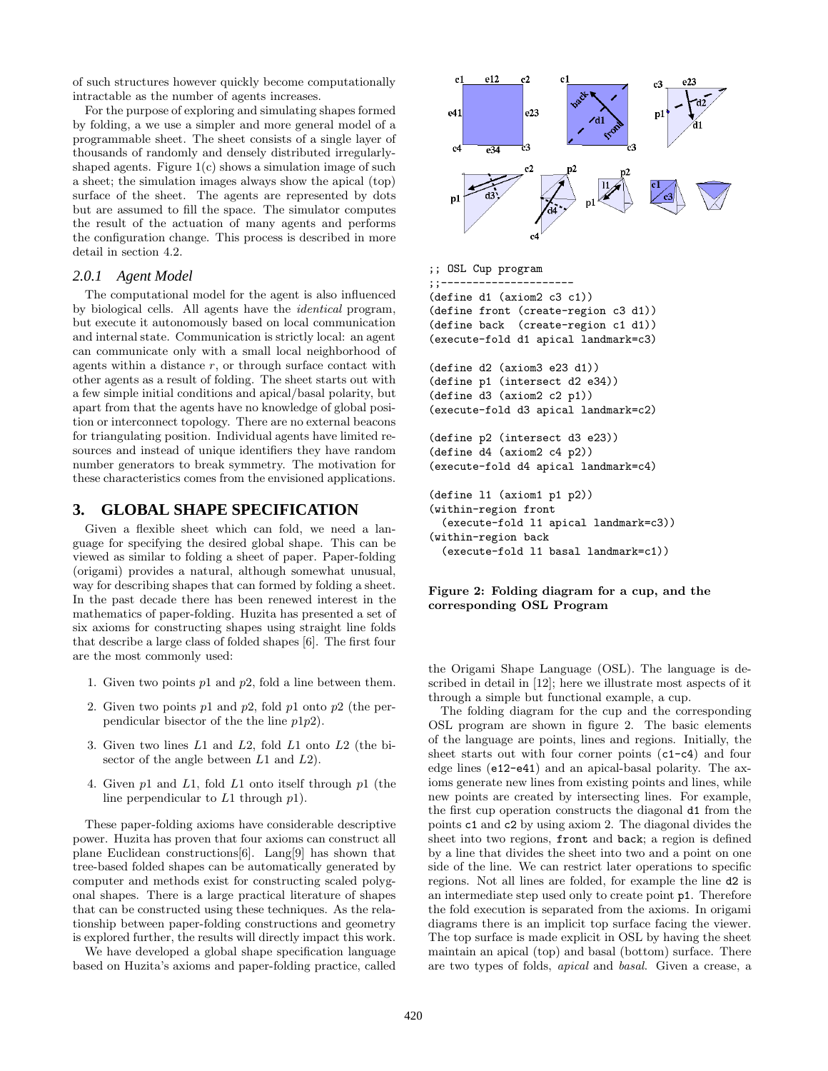of such structures however quickly become computationally intractable as the number of agents increases.

For the purpose of exploring and simulating shapes formed by folding, a we use a simpler and more general model of a programmable sheet. The sheet consists of a single layer of thousands of randomly and densely distributed irregularly-shaped agents. Figure 1(c) shows a simulation image of such a sheet; the simulation images always show the apical (top) surface of the sheet. The agents are represented by dots but are assumed to fill the space. The simulator computes the result of the actuation of many agents and performs the configuration change. This process is described in more detail in section 4.2.

### *2.0.1 Agent Model*

The computational model for the agent is also influenced by biological cells. All agents have the *identical* program, but execute it autonomously based on local communication and internal state. Communication is strictly local: an agent can communicate only with a small local neighborhood of agents within a distance $r$, or through surface contact with other agents as a result of folding. The sheet starts out with a few simple initial conditions and apical/basal polarity, but apart from that the agents have no knowledge of global position or interconnect topology. There are no external beacons for triangulating position. Individual agents have limited resources and instead of unique identifiers they have random number generators to break symmetry. The motivation for these characteristics comes from the envisioned applications.

## 3. GLOBAL SHAPE SPECIFICATION

Given a flexible sheet which can fold, we need a language for specifying the desired global shape. This can be viewed as similar to folding a sheet of paper. Paper-folding (origami) provides a natural, although somewhat unusual, way for describing shapes that can formed by folding a sheet. In the past decade there has been renewed interest in the mathematics of paper-folding. Huzita has presented a set of six axioms for constructing shapes using straight line folds that describe a large class of folded shapes [6]. The first four are the most commonly used:

1. Given two points $p1$ and $p2$, fold a line between them.
2. Given two points $p1$ and $p2$, fold $p1$ onto $p2$ (the perpendicular bisector of the line $p1p2$).
3. Given two lines $L1$ and $L2$, fold $L1$ onto $L2$ (the bisector of the angle between $L1$ and $L2$).
4. Given $p1$ and $L1$, fold $L1$ onto itself through $p1$ (the line perpendicular to $L1$ through $p1$).

These paper-folding axioms have considerable descriptive power. Huzita has proven that four axioms can construct all plane Euclidean constructions[6]. Lang[9] has shown that tree-based folded shapes can be automatically generated by computer and methods exist for constructing scaled polygonal shapes. There is a large practical literature of shapes that can be constructed using these techniques. As the relationship between paper-folding constructions and geometry is explored further, the results will directly impact this work.

We have developed a global shape specification language based on Huzita's axioms and paper-folding practice, called

c1 e12 c2 c1 c3 e23
e41 e23 back d1 front p1 d2 d1
c4 e34 c3 c3
c2 p2 p2
p1 d3 d4 l1 p1 c1 c3
c4

```
;; OSL Cup program
;;---------------------
(define d1 (axiom2 c3 c1))
(define front (create-region c3 d1))
(define back  (create-region c1 d1))
(execute-fold d1 apical landmark=c3)

(define d2 (axiom3 e23 d1))
(define p1 (intersect d2 e34))
(define d3 (axiom2 c2 p1))
(execute-fold d3 apical landmark=c2)

(define p2 (intersect d3 e23))
(define d4 (axiom2 c4 p2))
(execute-fold d4 apical landmark=c4)

(define l1 (axiom1 p1 p2))
(within-region front
  (execute-fold l1 apical landmark=c3))
(within-region back
  (execute-fold l1 basal landmark=c1))
```

**Figure 2: Folding diagram for a cup, and the corresponding OSL Program**

the Origami Shape Language (OSL). The language is described in detail in [12]; here we illustrate most aspects of it through a simple but functional example, a cup.

The folding diagram for the cup and the corresponding OSL program are shown in figure 2. The basic elements of the language are points, lines and regions. Initially, the sheet starts out with four corner points (c1-c4) and four edge lines (e12-e41) and an apical-basal polarity. The axioms generate new lines from existing points and lines, while new points are created by intersecting lines. For example, the first cup operation constructs the diagonal d1 from the points c1 and c2 by using axiom 2. The diagonal divides the sheet into two regions, front and back; a region is defined by a line that divides the sheet into two and a point on one side of the line. We can restrict later operations to specific regions. Not all lines are folded, for example the line d2 is an intermediate step used only to create point p1. Therefore the fold execution is separated from the axioms. In origami diagrams there is an implicit top surface facing the viewer. The top surface is made explicit in OSL by having the sheet maintain an apical (top) and basal (bottom) surface. There are two types of folds, *apical* and *basal*. Given a crease, a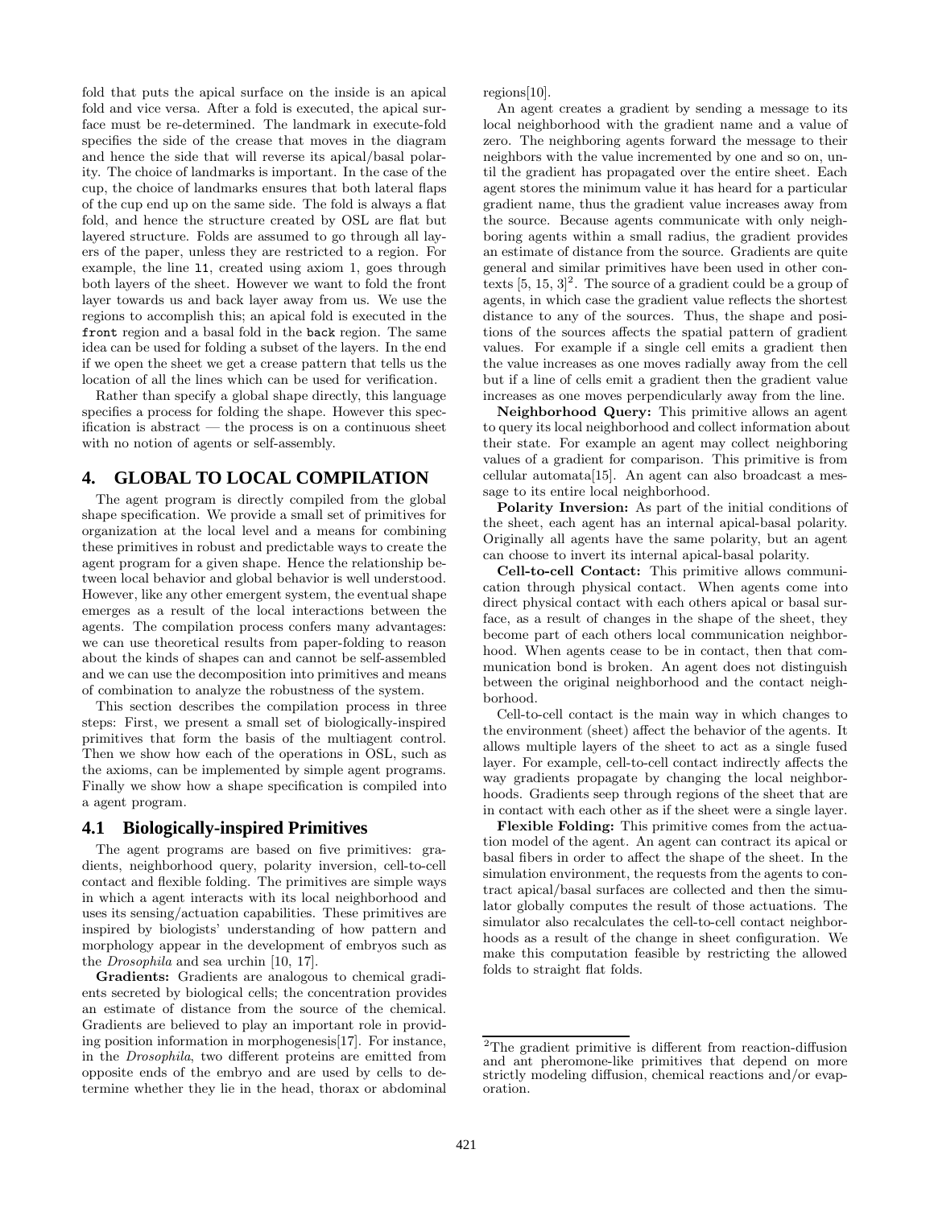fold that puts the apical surface on the inside is an apical fold and vice versa. After a fold is executed, the apical surface must be re-determined. The landmark in execute-fold specifies the side of the crease that moves in the diagram and hence the side that will reverse its apical/basal polarity. The choice of landmarks is important. In the case of the cup, the choice of landmarks ensures that both lateral flaps of the cup end up on the same side. The fold is always a flat fold, and hence the structure created by OSL are flat but layered structure. Folds are assumed to go through all layers of the paper, unless they are restricted to a region. For example, the line `l1`, created using axiom 1, goes through both layers of the sheet. However we want to fold the front layer towards us and back layer away from us. We use the regions to accomplish this; an apical fold is executed in the `front` region and a basal fold in the `back` region. The same idea can be used for folding a subset of the layers. In the end if we open the sheet we get a crease pattern that tells us the location of all the lines which can be used for verification.

Rather than specify a global shape directly, this language specifies a process for folding the shape. However this specification is abstract — the process is on a continuous sheet with no notion of agents or self-assembly.

## 4. GLOBAL TO LOCAL COMPILATION

The agent program is directly compiled from the global shape specification. We provide a small set of primitives for organization at the local level and a means for combining these primitives in robust and predictable ways to create the agent program for a given shape. Hence the relationship between local behavior and global behavior is well understood. However, like any other emergent system, the eventual shape emerges as a result of the local interactions between the agents. The compilation process confers many advantages: we can use theoretical results from paper-folding to reason about the kinds of shapes can and cannot be self-assembled and we can use the decomposition into primitives and means of combination to analyze the robustness of the system.

This section describes the compilation process in three steps: First, we present a small set of biologically-inspired primitives that form the basis of the multiagent control. Then we show how each of the operations in OSL, such as the axioms, can be implemented by simple agent programs. Finally we show how a shape specification is compiled into a agent program.

### 4.1 Biologically-inspired Primitives

The agent programs are based on five primitives: gradients, neighborhood query, polarity inversion, cell-to-cell contact and flexible folding. The primitives are simple ways in which a agent interacts with its local neighborhood and uses its sensing/actuation capabilities. These primitives are inspired by biologists' understanding of how pattern and morphology appear in the development of embryos such as the *Drosophila* and sea urchin [10, 17].

**Gradients:** Gradients are analogous to chemical gradients secreted by biological cells; the concentration provides an estimate of distance from the source of the chemical. Gradients are believed to play an important role in providing position information in morphogenesis[17]. For instance, in the *Drosophila*, two different proteins are emitted from opposite ends of the embryo and are used by cells to determine whether they lie in the head, thorax or abdominal regions[10].

An agent creates a gradient by sending a message to its local neighborhood with the gradient name and a value of zero. The neighboring agents forward the message to their neighbors with the value incremented by one and so on, until the gradient has propagated over the entire sheet. Each agent stores the minimum value it has heard for a particular gradient name, thus the gradient value increases away from the source. Because agents communicate with only neighboring agents within a small radius, the gradient provides an estimate of distance from the source. Gradients are quite general and similar primitives have been used in other contexts [5, 15, 3][2]. The source of a gradient could be a group of agents, in which case the gradient value reflects the shortest distance to any of the sources. Thus, the shape and positions of the sources affects the spatial pattern of gradient values. For example if a single cell emits a gradient then the value increases as one moves radially away from the cell but if a line of cells emit a gradient then the gradient value increases as one moves perpendicularly away from the line.

**Neighborhood Query:** This primitive allows an agent to query its local neighborhood and collect information about their state. For example an agent may collect neighboring values of a gradient for comparison. This primitive is from cellular automata[15]. An agent can also broadcast a message to its entire local neighborhood.

**Polarity Inversion:** As part of the initial conditions of the sheet, each agent has an internal apical-basal polarity. Originally all agents have the same polarity, but an agent can choose to invert its internal apical-basal polarity.

**Cell-to-cell Contact:** This primitive allows communication through physical contact. When agents come into direct physical contact with each others apical or basal surface, as a result of changes in the shape of the sheet, they become part of each others local communication neighborhood. When agents cease to be in contact, then that communication bond is broken. An agent does not distinguish between the original neighborhood and the contact neighborhood.

Cell-to-cell contact is the main way in which changes to the environment (sheet) affect the behavior of the agents. It allows multiple layers of the sheet to act as a single fused layer. For example, cell-to-cell contact indirectly affects the way gradients propagate by changing the local neighborhoods. Gradients seep through regions of the sheet that are in contact with each other as if the sheet were a single layer.

**Flexible Folding:** This primitive comes from the actuation model of the agent. An agent can contract its apical or basal fibers in order to affect the shape of the sheet. In the simulation environment, the requests from the agents to contract apical/basal surfaces are collected and then the simulator globally computes the result of those actuations. The simulator also recalculates the cell-to-cell contact neighborhoods as a result of the change in sheet configuration. We make this computation feasible by restricting the allowed folds to straight flat folds.

[2] The gradient primitive is different from reaction-diffusion and ant pheromone-like primitives that depend on more strictly modeling diffusion, chemical reactions and/or evaporation.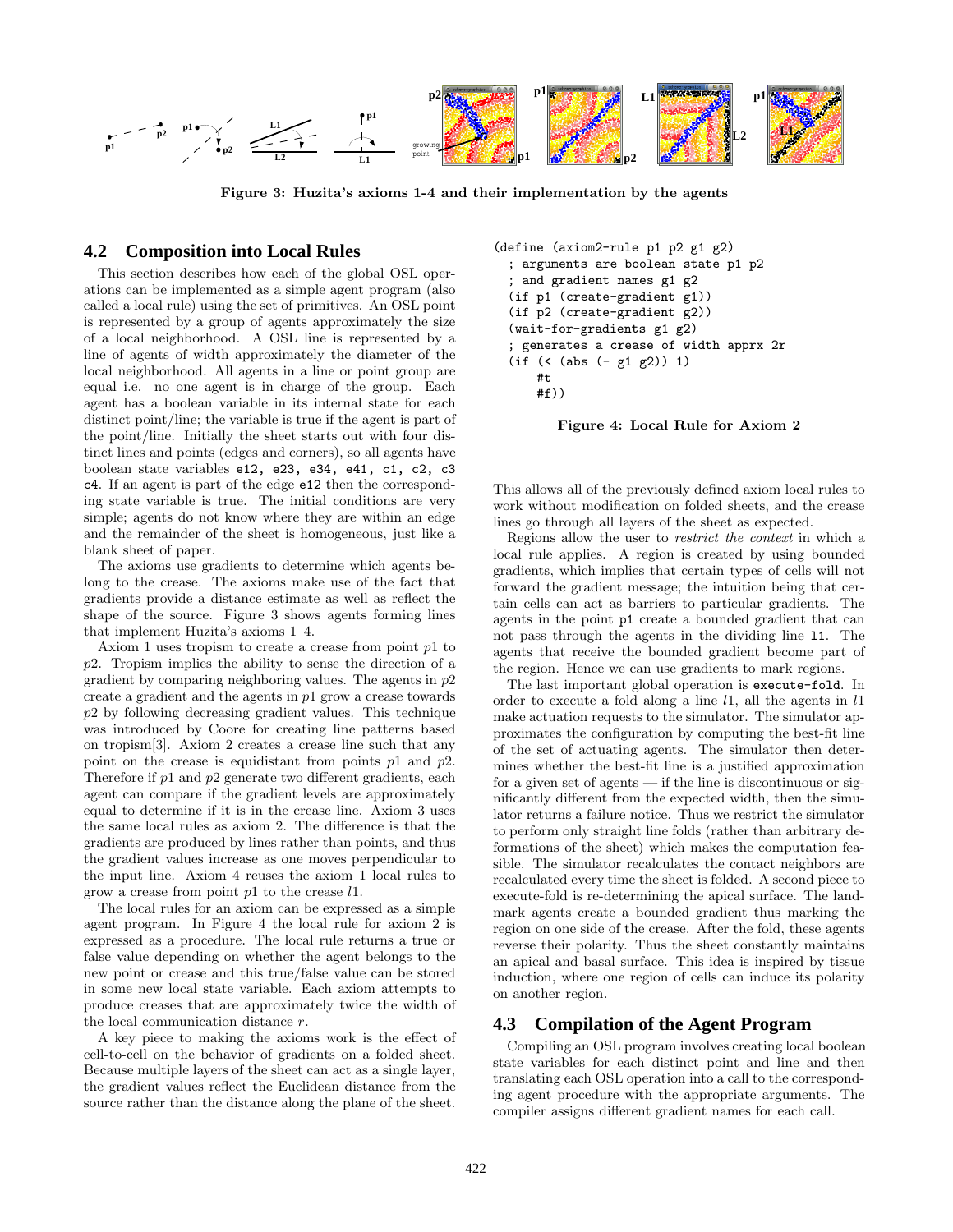p1 p2 p1 p2 L1 L2 p1 L1 growing point p2 p1 p1 p2 L1 L2 p1 L1

**Figure 3: Huzita's axioms 1-4 and their implementation by the agents**

## 4.2 Composition into Local Rules

This section describes how each of the global OSL operations can be implemented as a simple agent program (also called a local rule) using the set of primitives. An OSL point is represented by a group of agents approximately the size of a local neighborhood. A OSL line is represented by a line of agents of width approximately the diameter of the local neighborhood. All agents in a line or point group are equal i.e. no one agent is in charge of the group. Each agent has a boolean variable in its internal state for each distinct point/line; the variable is true if the agent is part of the point/line. Initially the sheet starts out with four distinct lines and points (edges and corners), so all agents have boolean state variables `e12, e23, e34, e41, c1, c2, c3 c4`. If an agent is part of the edge `e12` then the corresponding state variable is true. The initial conditions are very simple; agents do not know where they are within an edge and the remainder of the sheet is homogeneous, just like a blank sheet of paper.

The axioms use gradients to determine which agents belong to the crease. The axioms make use of the fact that gradients provide a distance estimate as well as reflect the shape of the source. Figure 3 shows agents forming lines that implement Huzita's axioms 1–4.

Axiom 1 uses tropism to create a crease from point $p1$ to $p2$. Tropism implies the ability to sense the direction of a gradient by comparing neighboring values. The agents in $p2$ create a gradient and the agents in $p1$ grow a crease towards $p2$ by following decreasing gradient values. This technique was introduced by Coore for creating line patterns based on tropism[3]. Axiom 2 creates a crease line such that any point on the crease is equidistant from points $p1$ and $p2$. Therefore if $p1$ and $p2$ generate two different gradients, each agent can compare if the gradient levels are approximately equal to determine if it is in the crease line. Axiom 3 uses the same local rules as axiom 2. The difference is that the gradients are produced by lines rather than points, and thus the gradient values increase as one moves perpendicular to the input line. Axiom 4 reuses the axiom 1 local rules to grow a crease from point $p1$ to the crease $l1$.

The local rules for an axiom can be expressed as a simple agent program. In Figure 4 the local rule for axiom 2 is expressed as a procedure. The local rule returns a true or false value depending on whether the agent belongs to the new point or crease and this true/false value can be stored in some new local state variable. Each axiom attempts to produce creases that are approximately twice the width of the local communication distance $r$.

A key piece to making the axioms work is the effect of cell-to-cell on the behavior of gradients on a folded sheet. Because multiple layers of the sheet can act as a single layer, the gradient values reflect the Euclidean distance from the source rather than the distance along the plane of the sheet.

```
(define (axiom2-rule p1 p2 g1 g2)
  ; arguments are boolean state p1 p2
  ; and gradient names g1 g2
  (if p1 (create-gradient g1))
  (if p2 (create-gradient g2))
  (wait-for-gradients g1 g2)
  ; generates a crease of width apprx 2r
  (if (< (abs (- g1 g2)) 1)
      #t
      #f))
```

**Figure 4: Local Rule for Axiom 2**

This allows all of the previously defined axiom local rules to work without modification on folded sheets, and the crease lines go through all layers of the sheet as expected.

Regions allow the user to *restrict the context* in which a local rule applies. A region is created by using bounded gradients, which implies that certain types of cells will not forward the gradient message; the intuition being that certain cells can act as barriers to particular gradients. The agents in the point `p1` create a bounded gradient that can not pass through the agents in the dividing line `l1`. The agents that receive the bounded gradient become part of the region. Hence we can use gradients to mark regions.

The last important global operation is `execute-fold`. In order to execute a fold along a line $l1$, all the agents in $l1$ make actuation requests to the simulator. The simulator approximates the configuration by computing the best-fit line of the set of actuating agents. The simulator then determines whether the best-fit line is a justified approximation for a given set of agents — if the line is discontinuous or significantly different from the expected width, then the simulator returns a failure notice. Thus we restrict the simulator to perform only straight line folds (rather than arbitrary deformations of the sheet) which makes the computation feasible. The simulator recalculates the contact neighbors are recalculated every time the sheet is folded. A second piece to execute-fold is re-determining the apical surface. The landmark agents create a bounded gradient thus marking the region on one side of the crease. After the fold, these agents reverse their polarity. Thus the sheet constantly maintains an apical and basal surface. This idea is inspired by tissue induction, where one region of cells can induce its polarity on another region.

## 4.3 Compilation of the Agent Program

Compiling an OSL program involves creating local boolean state variables for each distinct point and line and then translating each OSL operation into a call to the corresponding agent procedure with the appropriate arguments. The compiler assigns different gradient names for each call.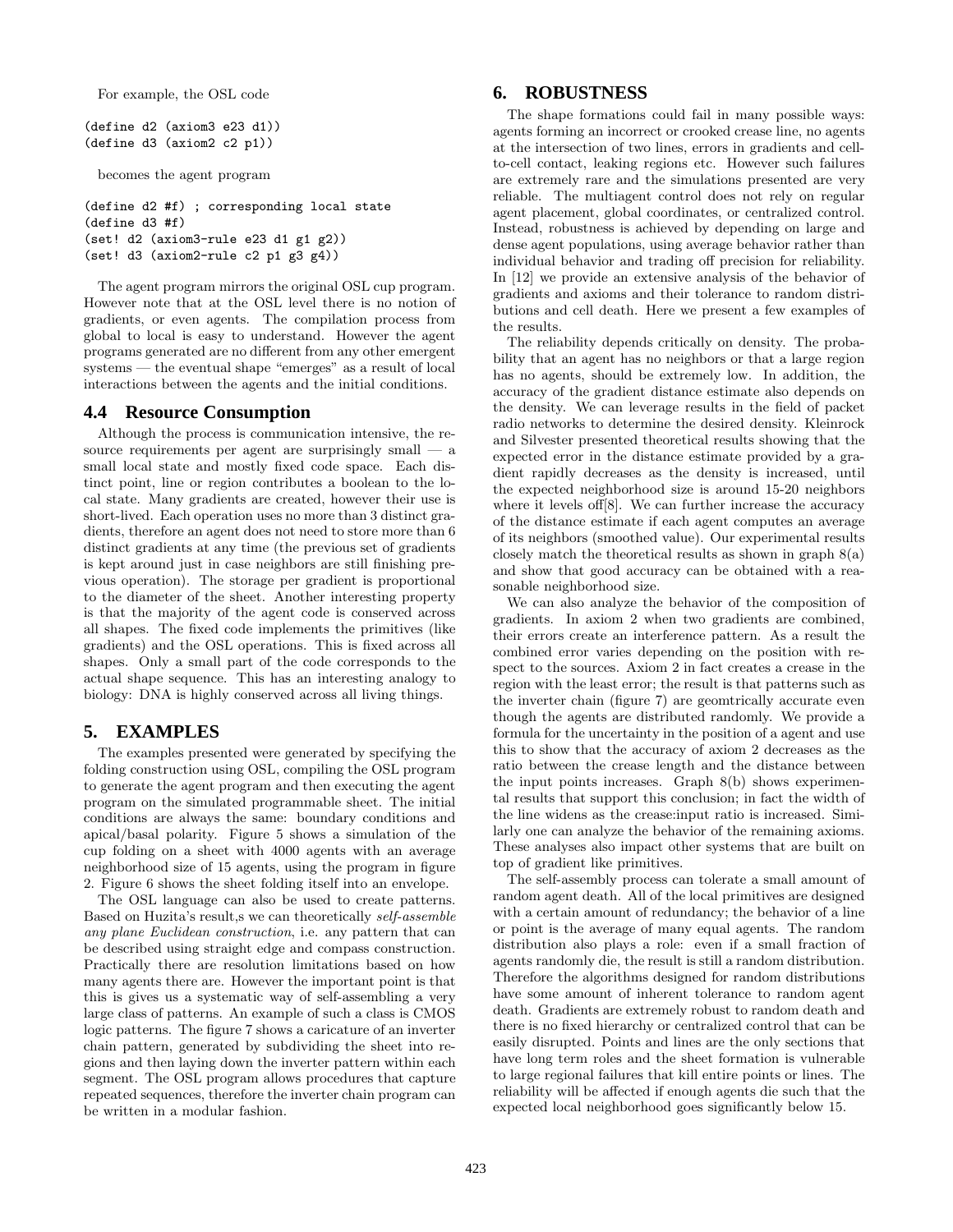For example, the OSL code

```
(define d2 (axiom3 e23 d1))
(define d3 (axiom2 c2 p1))
```

becomes the agent program

```
(define d2 #f) ; corresponding local state
(define d3 #f)
(set! d2 (axiom3-rule e23 d1 g1 g2))
(set! d3 (axiom2-rule c2 p1 g3 g4))
```

The agent program mirrors the original OSL cup program. However note that at the OSL level there is no notion of gradients, or even agents. The compilation process from global to local is easy to understand. However the agent programs generated are no different from any other emergent systems — the eventual shape "emerges" as a result of local interactions between the agents and the initial conditions.

### 4.4 Resource Consumption

Although the process is communication intensive, the resource requirements per agent are surprisingly small — a small local state and mostly fixed code space. Each distinct point, line or region contributes a boolean to the local state. Many gradients are created, however their use is short-lived. Each operation uses no more than 3 distinct gradients, therefore an agent does not need to store more than 6 distinct gradients at any time (the previous set of gradients is kept around just in case neighbors are still finishing previous operation). The storage per gradient is proportional to the diameter of the sheet. Another interesting property is that the majority of the agent code is conserved across all shapes. The fixed code implements the primitives (like gradients) and the OSL operations. This is fixed across all shapes. Only a small part of the code corresponds to the actual shape sequence. This has an interesting analogy to biology: DNA is highly conserved across all living things.

## 5. EXAMPLES

The examples presented were generated by specifying the folding construction using OSL, compiling the OSL program to generate the agent program and then executing the agent program on the simulated programmable sheet. The initial conditions are always the same: boundary conditions and apical/basal polarity. Figure 5 shows a simulation of the cup folding on a sheet with 4000 agents with an average neighborhood size of 15 agents, using the program in figure 2. Figure 6 shows the sheet folding itself into an envelope.

The OSL language can also be used to create patterns. Based on Huzita's result,s we can theoretically *self-assemble any plane Euclidean construction*, i.e. any pattern that can be described using straight edge and compass construction. Practically there are resolution limitations based on how many agents there are. However the important point is that this is gives us a systematic way of self-assembling a very large class of patterns. An example of such a class is CMOS logic patterns. The figure 7 shows a caricature of an inverter chain pattern, generated by subdividing the sheet into regions and then laying down the inverter pattern within each segment. The OSL program allows procedures that capture repeated sequences, therefore the inverter chain program can be written in a modular fashion.

## 6. ROBUSTNESS

The shape formations could fail in many possible ways: agents forming an incorrect or crooked crease line, no agents at the intersection of two lines, errors in gradients and cell-to-cell contact, leaking regions etc. However such failures are extremely rare and the simulations presented are very reliable. The multiagent control does not rely on regular agent placement, global coordinates, or centralized control. Instead, robustness is achieved by depending on large and dense agent populations, using average behavior rather than individual behavior and trading off precision for reliability. In [12] we provide an extensive analysis of the behavior of gradients and axioms and their tolerance to random distributions and cell death. Here we present a few examples of the results.

The reliability depends critically on density. The probability that an agent has no neighbors or that a large region has no agents, should be extremely low. In addition, the accuracy of the gradient distance estimate also depends on the density. We can leverage results in the field of packet radio networks to determine the desired density. Kleinrock and Silvester presented theoretical results showing that the expected error in the distance estimate provided by a gradient rapidly decreases as the density is increased, until the expected neighborhood size is around 15-20 neighbors where it levels off[8]. We can further increase the accuracy of the distance estimate if each agent computes an average of its neighbors (smoothed value). Our experimental results closely match the theoretical results as shown in graph 8(a) and show that good accuracy can be obtained with a reasonable neighborhood size.

We can also analyze the behavior of the composition of gradients. In axiom 2 when two gradients are combined, their errors create an interference pattern. As a result the combined error varies depending on the position with respect to the sources. Axiom 2 in fact creates a crease in the region with the least error; the result is that patterns such as the inverter chain (figure 7) are geomtrically accurate even though the agents are distributed randomly. We provide a formula for the uncertainty in the position of a agent and use this to show that the accuracy of axiom 2 decreases as the ratio between the crease length and the distance between the input points increases. Graph 8(b) shows experimental results that support this conclusion; in fact the width of the line widens as the crease:input ratio is increased. Similarly one can analyze the behavior of the remaining axioms. These analyses also impact other systems that are built on top of gradient like primitives.

The self-assembly process can tolerate a small amount of random agent death. All of the local primitives are designed with a certain amount of redundancy; the behavior of a line or point is the average of many equal agents. The random distribution also plays a role: even if a small fraction of agents randomly die, the result is still a random distribution. Therefore the algorithms designed for random distributions have some amount of inherent tolerance to random agent death. Gradients are extremely robust to random death and there is no fixed hierarchy or centralized control that can be easily disrupted. Points and lines are the only sections that have long term roles and the sheet formation is vulnerable to large regional failures that kill entire points or lines. The reliability will be affected if enough agents die such that the expected local neighborhood goes significantly below 15.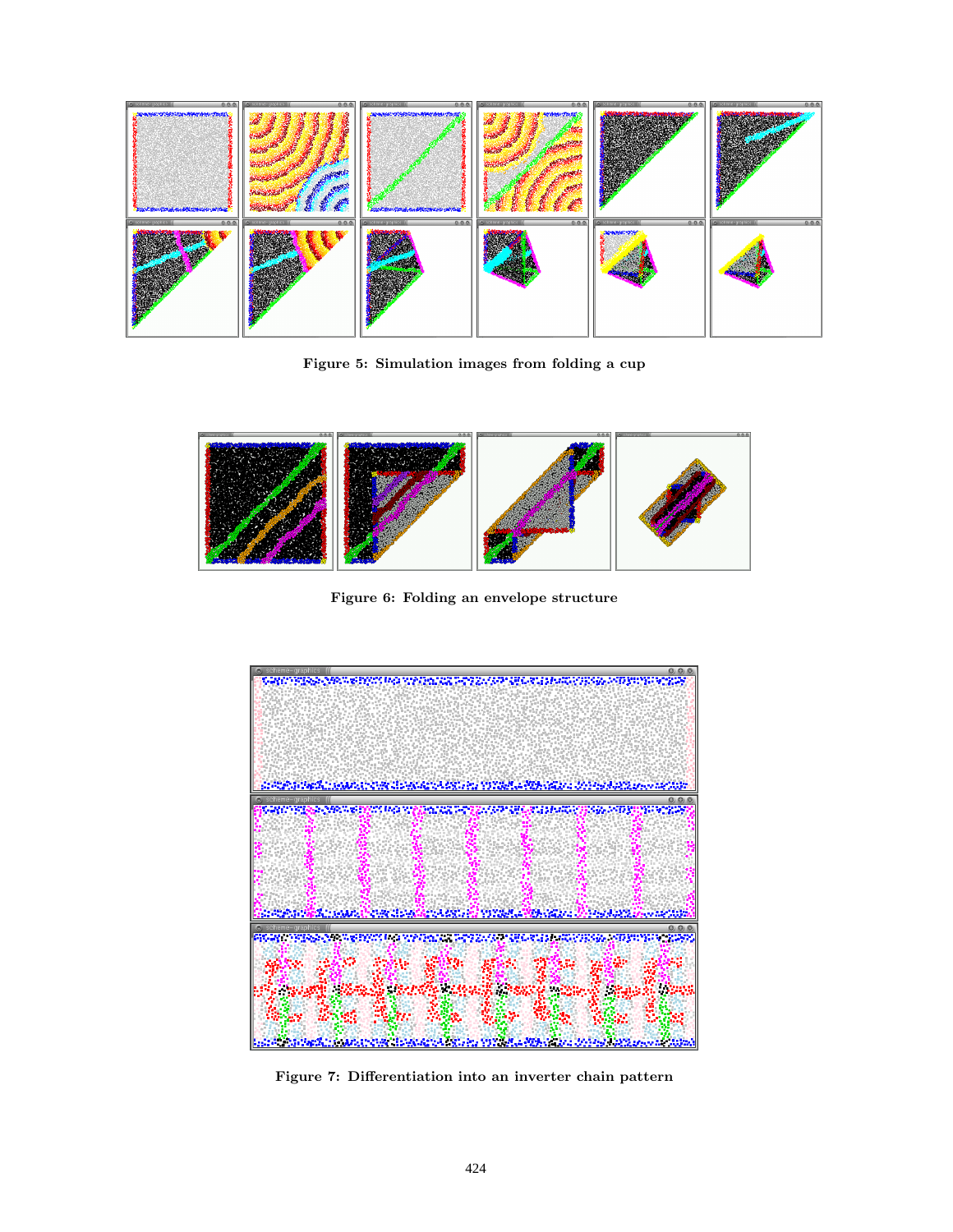Figure 5: Simulation images from folding a cup

Figure 6: Folding an envelope structure

Figure 7: Differentiation into an inverter chain pattern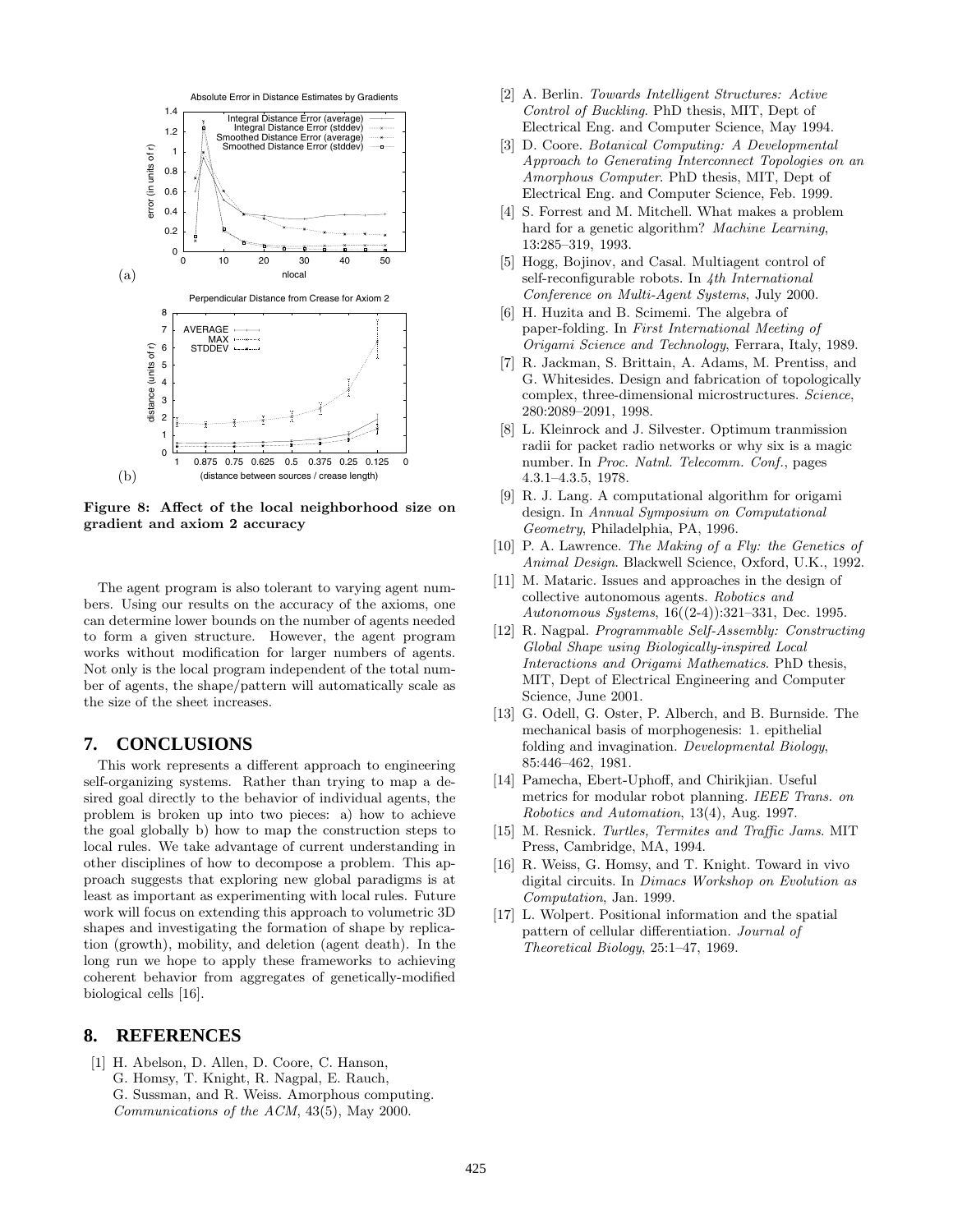Absolute Error in Distance Estimates by Gradients

error (in units of r)

1.4
1.2
1
0.8
0.6
0.4
0.2
0

0 10 20 30 40 50

nlocal

Integral Distance Error (average)
Integral Distance Error (stddev)
Smoothed Distance Error (average)
Smoothed Distance Error (stddev)

(a)

Perpendicular Distance from Crease for Axiom 2

distance (units of r)

8
7
6
5
4
3
2
1
0

1 0.875 0.75 0.625 0.5 0.375 0.25 0.125 0

(distance between sources / crease length)

AVERAGE
MAX
STDDEV

(b)

**Figure 8: Affect of the local neighborhood size on gradient and axiom 2 accuracy**

The agent program is also tolerant to varying agent numbers. Using our results on the accuracy of the axioms, one can determine lower bounds on the number of agents needed to form a given structure. However, the agent program works without modification for larger numbers of agents. Not only is the local program independent of the total number of agents, the shape/pattern will automatically scale as the size of the sheet increases.

## 7. CONCLUSIONS

This work represents a different approach to engineering self-organizing systems. Rather than trying to map a desired goal directly to the behavior of individual agents, the problem is broken up into two pieces: a) how to achieve the goal globally b) how to map the construction steps to local rules. We take advantage of current understanding in other disciplines of how to decompose a problem. This approach suggests that exploring new global paradigms is at least as important as experimenting with local rules. Future work will focus on extending this approach to volumetric 3D shapes and investigating the formation of shape by replication (growth), mobility, and deletion (agent death). In the long run we hope to apply these frameworks to achieving coherent behavior from aggregates of genetically-modified biological cells [16].

## 8. REFERENCES

[1] H. Abelson, D. Allen, D. Coore, C. Hanson, G. Homsy, T. Knight, R. Nagpal, E. Rauch, G. Sussman, and R. Weiss. Amorphous computing. *Communications of the ACM*, 43(5), May 2000.

[2] A. Berlin. *Towards Intelligent Structures: Active Control of Buckling*. PhD thesis, MIT, Dept of Electrical Eng. and Computer Science, May 1994.

[3] D. Coore. *Botanical Computing: A Developmental Approach to Generating Interconnect Topologies on an Amorphous Computer*. PhD thesis, MIT, Dept of Electrical Eng. and Computer Science, Feb. 1999.

[4] S. Forrest and M. Mitchell. What makes a problem hard for a genetic algorithm? *Machine Learning*, 13:285–319, 1993.

[5] Hogg, Bojinov, and Casal. Multiagent control of self-reconfigurable robots. In *4th International Conference on Multi-Agent Systems*, July 2000.

[6] H. Huzita and B. Scimemi. The algebra of paper-folding. In *First International Meeting of Origami Science and Technology*, Ferrara, Italy, 1989.

[7] R. Jackman, S. Brittain, A. Adams, M. Prentiss, and G. Whitesides. Design and fabrication of topologically complex, three-dimensional microstructures. *Science*, 280:2089–2091, 1998.

[8] L. Kleinrock and J. Silvester. Optimum tranmission radii for packet radio networks or why six is a magic number. In *Proc. Natnl. Telecomm. Conf.*, pages 4.3.1–4.3.5, 1978.

[9] R. J. Lang. A computational algorithm for origami design. In *Annual Symposium on Computational Geometry*, Philadelphia, PA, 1996.

[10] P. A. Lawrence. *The Making of a Fly: the Genetics of Animal Design*. Blackwell Science, Oxford, U.K., 1992.

[11] M. Mataric. Issues and approaches in the design of collective autonomous agents. *Robotics and Autonomous Systems*, 16((2-4)):321–331, Dec. 1995.

[12] R. Nagpal. *Programmable Self-Assembly: Constructing Global Shape using Biologically-inspired Local Interactions and Origami Mathematics*. PhD thesis, MIT, Dept of Electrical Engineering and Computer Science, June 2001.

[13] G. Odell, G. Oster, P. Alberch, and B. Burnside. The mechanical basis of morphogenesis: 1. epithelial folding and invagination. *Developmental Biology*, 85:446–462, 1981.

[14] Pamecha, Ebert-Uphoff, and Chirikjian. Useful metrics for modular robot planning. *IEEE Trans. on Robotics and Automation*, 13(4), Aug. 1997.

[15] M. Resnick. *Turtles, Termites and Traffic Jams*. MIT Press, Cambridge, MA, 1994.

[16] R. Weiss, G. Homsy, and T. Knight. Toward in vivo digital circuits. In *Dimacs Workshop on Evolution as Computation*, Jan. 1999.

[17] L. Wolpert. Positional information and the spatial pattern of cellular differentiation. *Journal of Theoretical Biology*, 25:1–47, 1969.